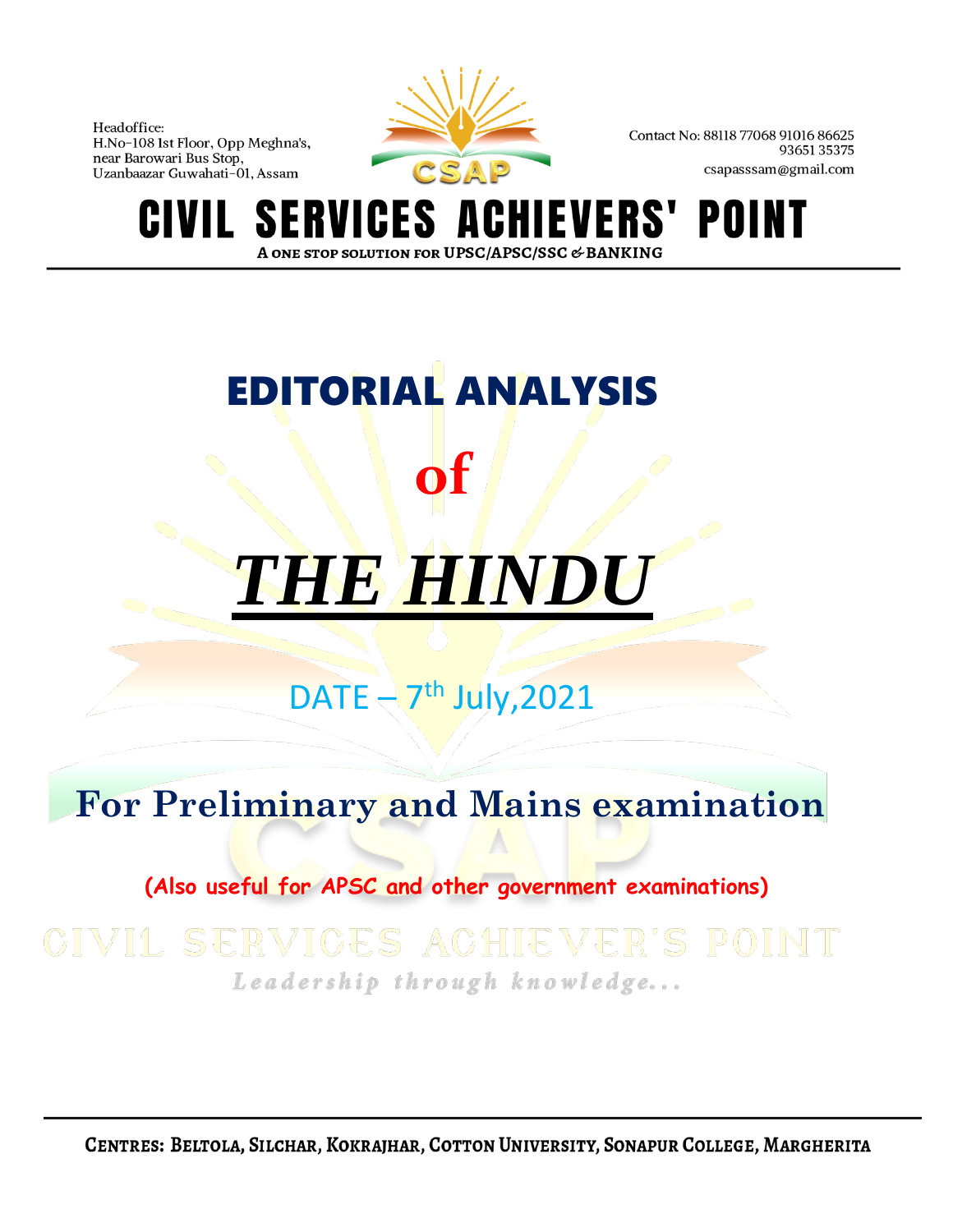Headoffice:
H.No-108 1st Floor, Opp Meghna's,
near Barowari Bus Stop,
Uzanbaazar Guwahati-01, Assam

CSAP

Contact No: 88118 77068 91016 86625
93651 35375
csapasssam@gmail.com

# CIVIL SERVICES ACHIEVERS' POINT

A ONE STOP SOLUTION FOR UPSC/APSC/SSC & BANKING

# EDITORIAL ANALYSIS

# of

# *THE HINDU*

## DATE – 7th July,2021

## For Preliminary and Mains examination

**(Also useful for APSC and other government examinations)**

CIVIL SERVICES ACHIEVER'S POINT

*Leadership through knowledge...*

CENTRES: BELTOLA, SILCHAR, KOKRAJHAR, COTTON UNIVERSITY, SONAPUR COLLEGE, MARGHERITA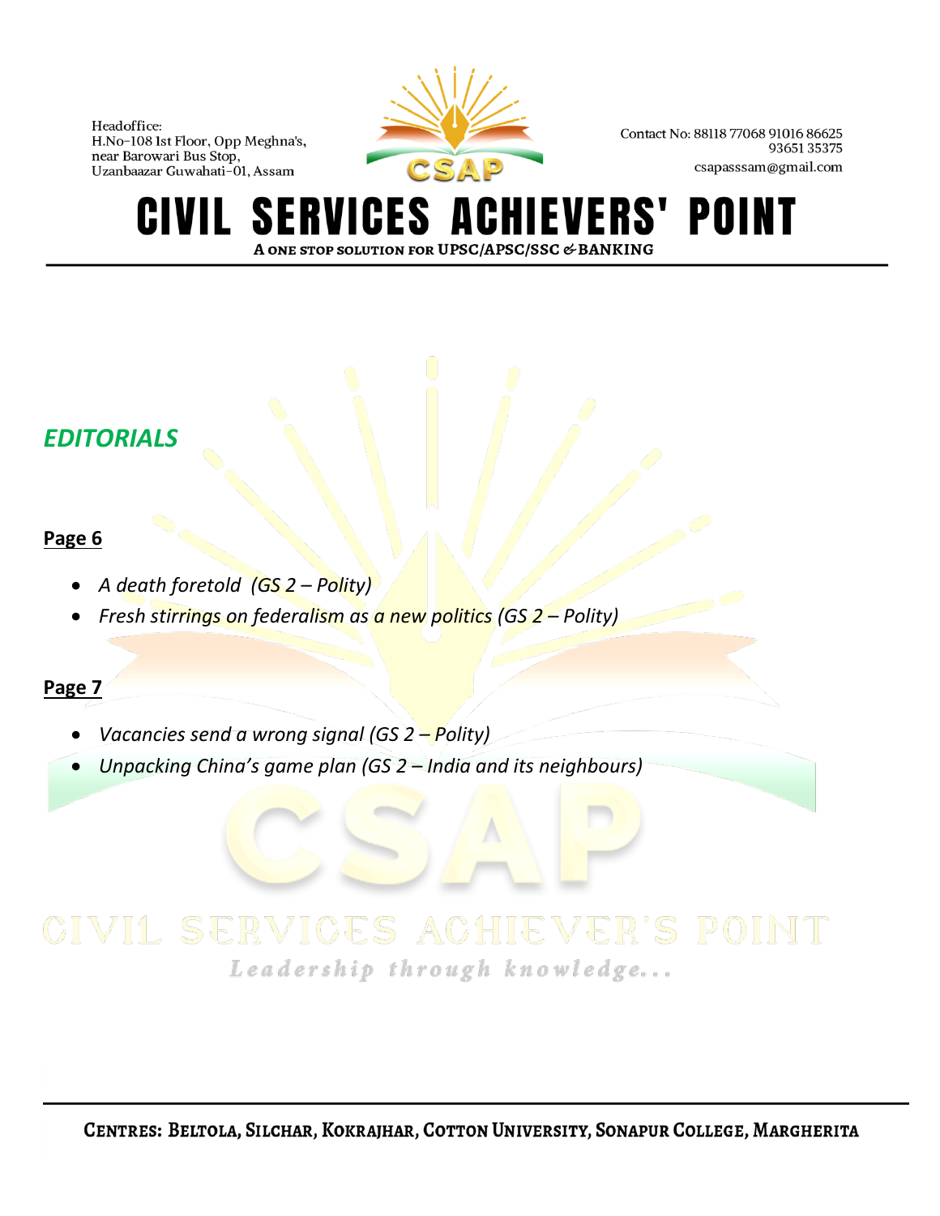## *EDITORIALS*

**Page 6**

- *A death foretold (GS 2 – Polity)*
- *Fresh stirrings on federalism as a new politics (GS 2 – Polity)*

**Page 7**

- *Vacancies send a wrong signal (GS 2 – Polity)*
- *Unpacking China's game plan (GS 2 – India and its neighbours)*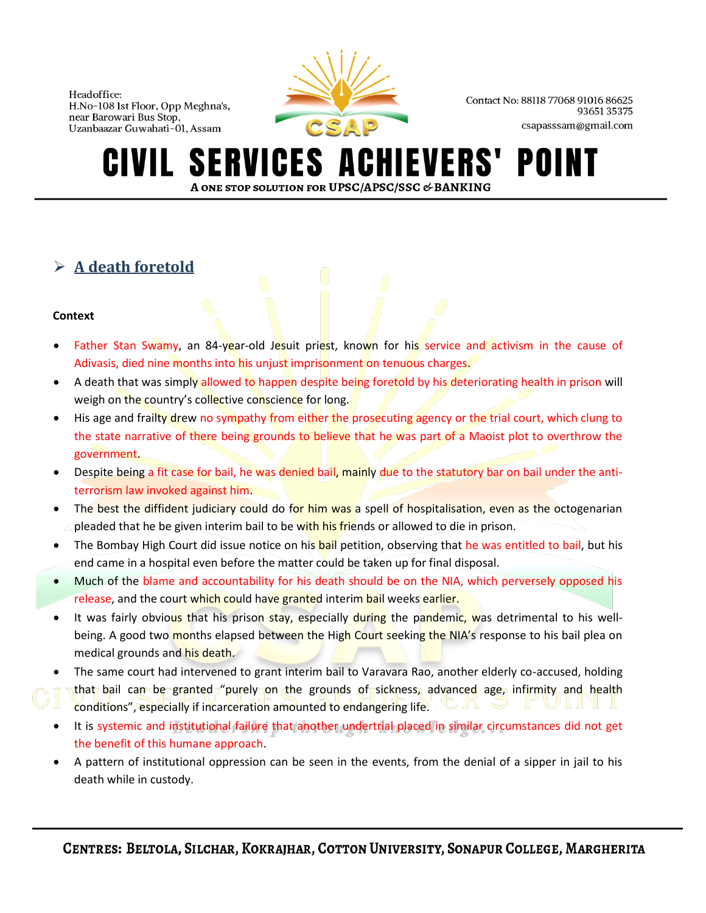## A death foretold

**Context**

- Father Stan Swamy, an 84-year-old Jesuit priest, known for his service and activism in the cause of Adivasis, died nine months into his unjust imprisonment on tenuous charges.
- A death that was simply allowed to happen despite being foretold by his deteriorating health in prison will weigh on the country's collective conscience for long.
- His age and frailty drew no sympathy from either the prosecuting agency or the trial court, which clung to the state narrative of there being grounds to believe that he was part of a Maoist plot to overthrow the government.
- Despite being a fit case for bail, he was denied bail, mainly due to the statutory bar on bail under the anti-terrorism law invoked against him.
- The best the diffident judiciary could do for him was a spell of hospitalisation, even as the octogenarian pleaded that he be given interim bail to be with his friends or allowed to die in prison.
- The Bombay High Court did issue notice on his bail petition, observing that he was entitled to bail, but his end came in a hospital even before the matter could be taken up for final disposal.
- Much of the blame and accountability for his death should be on the NIA, which perversely opposed his release, and the court which could have granted interim bail weeks earlier.
- It was fairly obvious that his prison stay, especially during the pandemic, was detrimental to his well-being. A good two months elapsed between the High Court seeking the NIA's response to his bail plea on medical grounds and his death.
- The same court had intervened to grant interim bail to Varavara Rao, another elderly co-accused, holding that bail can be granted "purely on the grounds of sickness, advanced age, infirmity and health conditions", especially if incarceration amounted to endangering life.
- It is systemic and institutional failure that another undertrial placed in similar circumstances did not get the benefit of this humane approach.
- A pattern of institutional oppression can be seen in the events, from the denial of a sipper in jail to his death while in custody.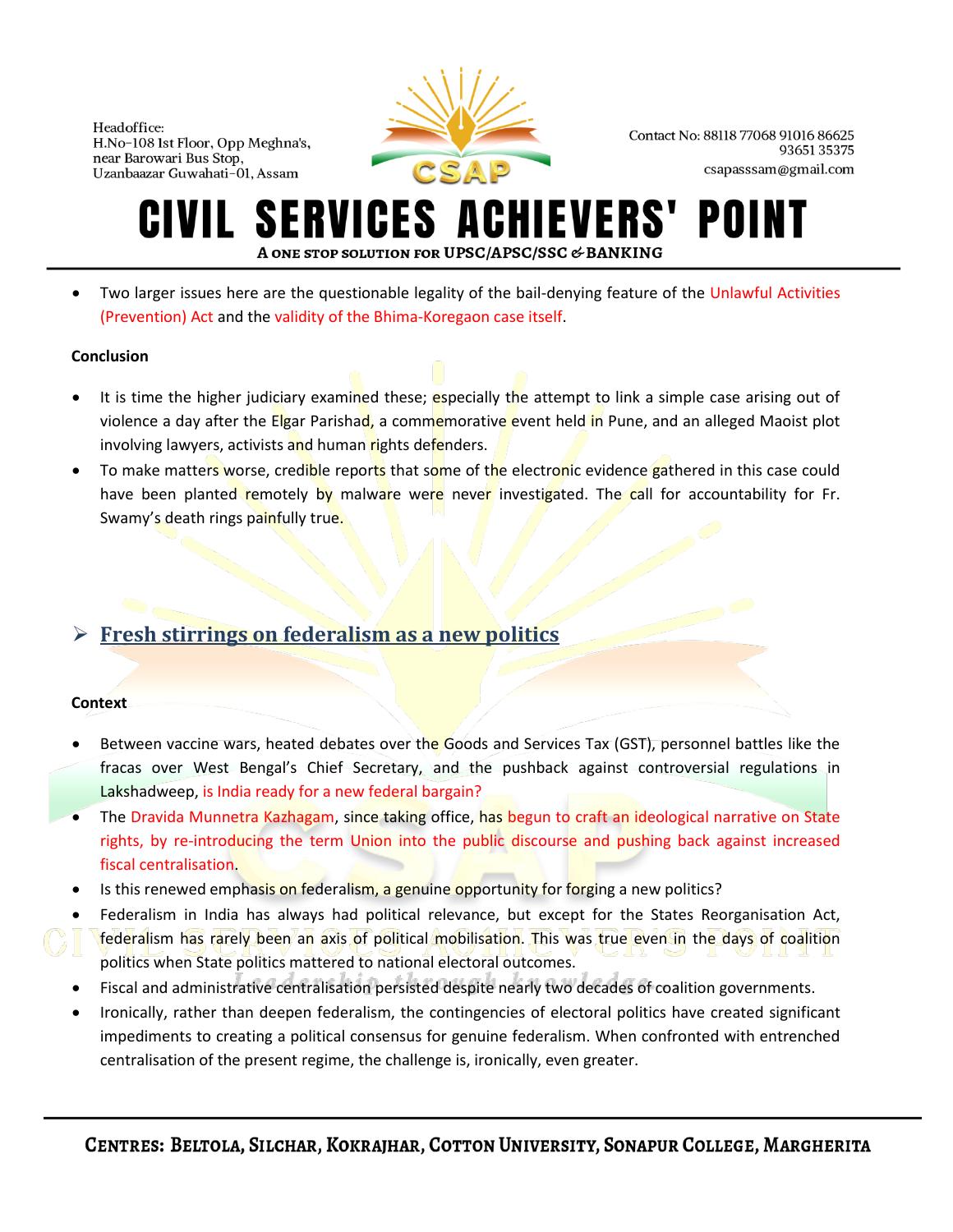- Two larger issues here are the questionable legality of the bail-denying feature of the Unlawful Activities (Prevention) Act and the validity of the Bhima-Koregaon case itself.

**Conclusion**

- It is time the higher judiciary examined these; especially the attempt to link a simple case arising out of violence a day after the Elgar Parishad, a commemorative event held in Pune, and an alleged Maoist plot involving lawyers, activists and human rights defenders.
- To make matters worse, credible reports that some of the electronic evidence gathered in this case could have been planted remotely by malware were never investigated. The call for accountability for Fr. Swamy's death rings painfully true.

## Fresh stirrings on federalism as a new politics

**Context**

- Between vaccine wars, heated debates over the Goods and Services Tax (GST), personnel battles like the fracas over West Bengal's Chief Secretary, and the pushback against controversial regulations in Lakshadweep, is India ready for a new federal bargain?
- The Dravida Munnetra Kazhagam, since taking office, has begun to craft an ideological narrative on State rights, by re-introducing the term Union into the public discourse and pushing back against increased fiscal centralisation.
- Is this renewed emphasis on federalism, a genuine opportunity for forging a new politics?
- Federalism in India has always had political relevance, but except for the States Reorganisation Act, federalism has rarely been an axis of political mobilisation. This was true even in the days of coalition politics when State politics mattered to national electoral outcomes.
- Fiscal and administrative centralisation persisted despite nearly two decades of coalition governments.
- Ironically, rather than deepen federalism, the contingencies of electoral politics have created significant impediments to creating a political consensus for genuine federalism. When confronted with entrenched centralisation of the present regime, the challenge is, ironically, even greater.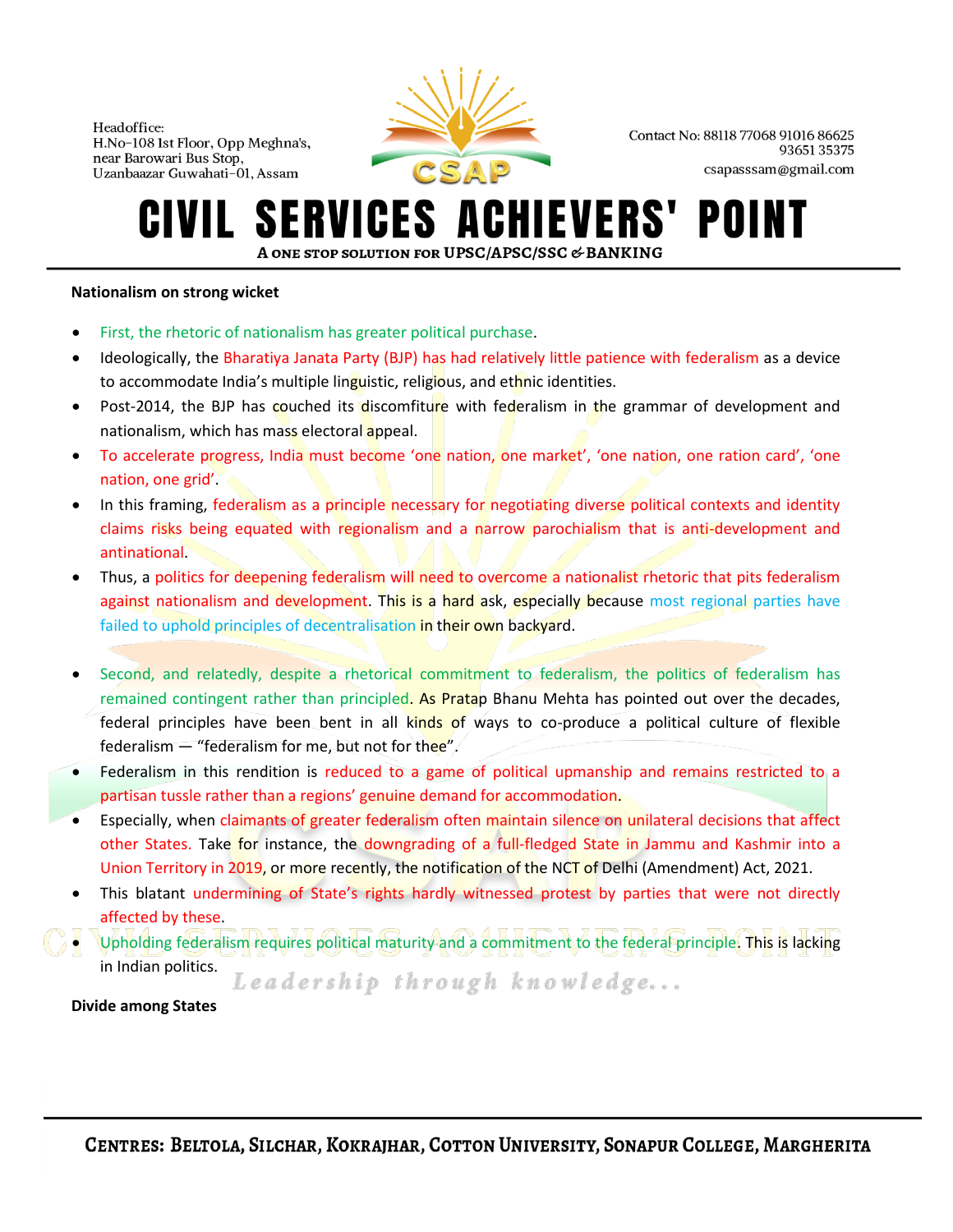**Nationalism on strong wicket**

- First, the rhetoric of nationalism has greater political purchase.
- Ideologically, the Bharatiya Janata Party (BJP) has had relatively little patience with federalism as a device to accommodate India's multiple linguistic, religious, and ethnic identities.
- Post-2014, the BJP has couched its discomfiture with federalism in the grammar of development and nationalism, which has mass electoral appeal.
- To accelerate progress, India must become 'one nation, one market', 'one nation, one ration card', 'one nation, one grid'.
- In this framing, federalism as a principle necessary for negotiating diverse political contexts and identity claims risks being equated with regionalism and a narrow parochialism that is anti-development and antinational.
- Thus, a politics for deepening federalism will need to overcome a nationalist rhetoric that pits federalism against nationalism and development. This is a hard ask, especially because most regional parties have failed to uphold principles of decentralisation in their own backyard.

- Second, and relatedly, despite a rhetorical commitment to federalism, the politics of federalism has remained contingent rather than principled. As Pratap Bhanu Mehta has pointed out over the decades, federal principles have been bent in all kinds of ways to co-produce a political culture of flexible federalism — "federalism for me, but not for thee".
- Federalism in this rendition is reduced to a game of political upmanship and remains restricted to a partisan tussle rather than a regions' genuine demand for accommodation.
- Especially, when claimants of greater federalism often maintain silence on unilateral decisions that affect other States. Take for instance, the downgrading of a full-fledged State in Jammu and Kashmir into a Union Territory in 2019, or more recently, the notification of the NCT of Delhi (Amendment) Act, 2021.
- This blatant undermining of State's rights hardly witnessed protest by parties that were not directly affected by these.
- Upholding federalism requires political maturity and a commitment to the federal principle. This is lacking in Indian politics.

**Divide among States**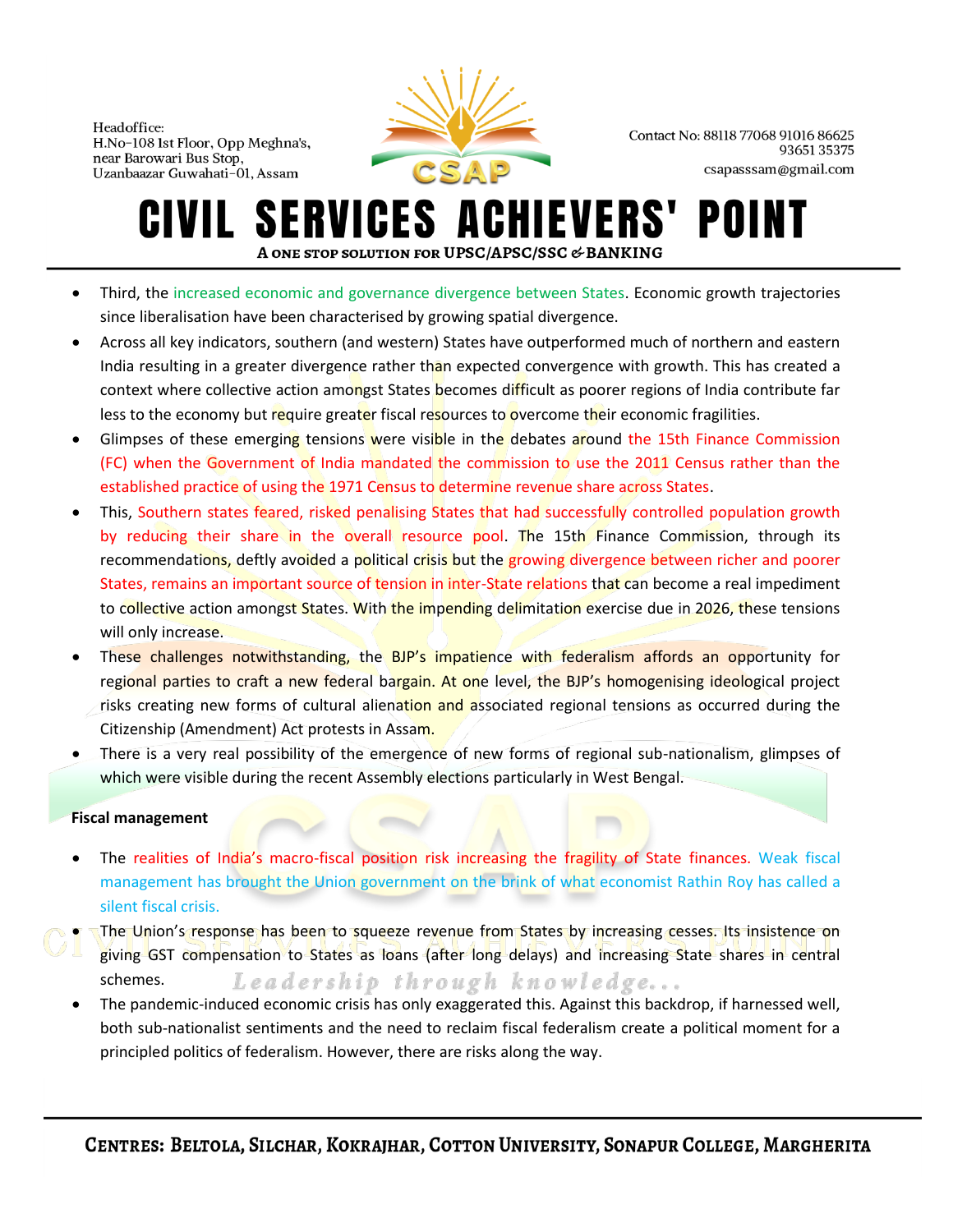- Third, the increased economic and governance divergence between States. Economic growth trajectories since liberalisation have been characterised by growing spatial divergence.
- Across all key indicators, southern (and western) States have outperformed much of northern and eastern India resulting in a greater divergence rather than expected convergence with growth. This has created a context where collective action amongst States becomes difficult as poorer regions of India contribute far less to the economy but require greater fiscal resources to overcome their economic fragilities.
- Glimpses of these emerging tensions were visible in the debates around the 15th Finance Commission (FC) when the Government of India mandated the commission to use the 2011 Census rather than the established practice of using the 1971 Census to determine revenue share across States.
- This, Southern states feared, risked penalising States that had successfully controlled population growth by reducing their share in the overall resource pool. The 15th Finance Commission, through its recommendations, deftly avoided a political crisis but the growing divergence between richer and poorer States, remains an important source of tension in inter-State relations that can become a real impediment to collective action amongst States. With the impending delimitation exercise due in 2026, these tensions will only increase.
- These challenges notwithstanding, the BJP's impatience with federalism affords an opportunity for regional parties to craft a new federal bargain. At one level, the BJP's homogenising ideological project risks creating new forms of cultural alienation and associated regional tensions as occurred during the Citizenship (Amendment) Act protests in Assam.
- There is a very real possibility of the emergence of new forms of regional sub-nationalism, glimpses of which were visible during the recent Assembly elections particularly in West Bengal.

**Fiscal management**

- The realities of India's macro-fiscal position risk increasing the fragility of State finances. Weak fiscal management has brought the Union government on the brink of what economist Rathin Roy has called a silent fiscal crisis.
- The Union's response has been to squeeze revenue from States by increasing cesses. Its insistence on giving GST compensation to States as loans (after long delays) and increasing State shares in central schemes.
- The pandemic-induced economic crisis has only exaggerated this. Against this backdrop, if harnessed well, both sub-nationalist sentiments and the need to reclaim fiscal federalism create a political moment for a principled politics of federalism. However, there are risks along the way.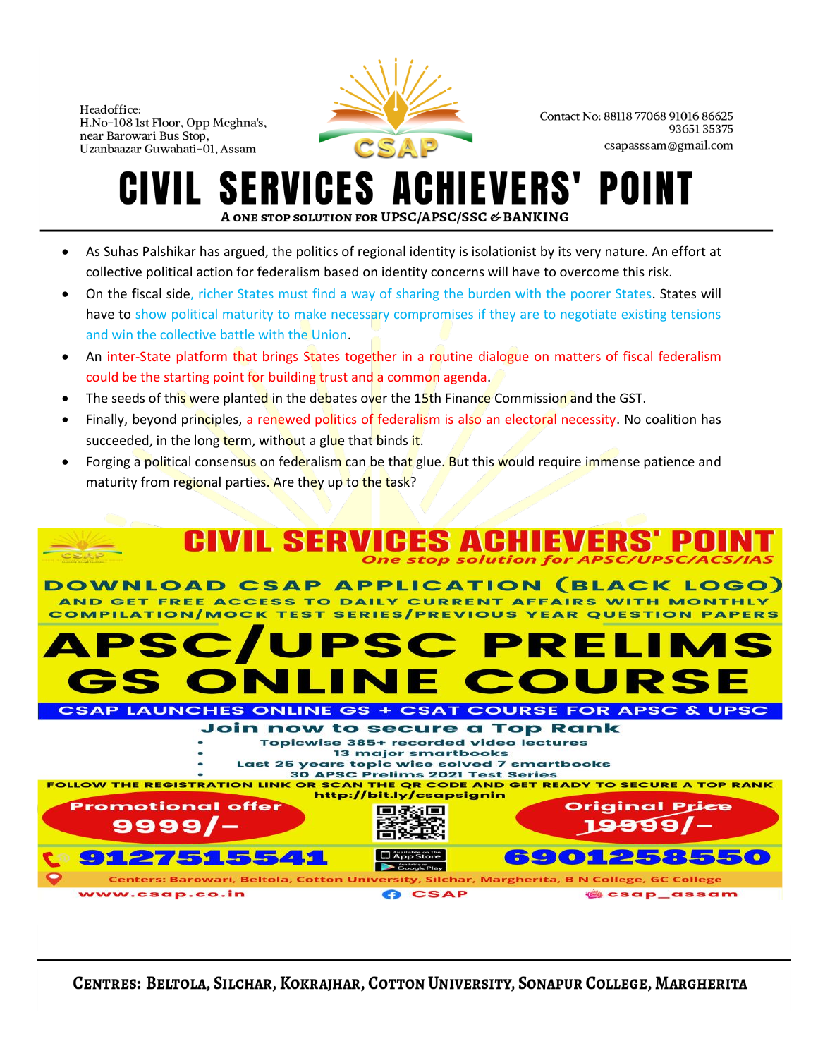- As Suhas Palshikar has argued, the politics of regional identity is isolationist by its very nature. An effort at collective political action for federalism based on identity concerns will have to overcome this risk.
- On the fiscal side, richer States must find a way of sharing the burden with the poorer States. States will have to show political maturity to make necessary compromises if they are to negotiate existing tensions and win the collective battle with the Union.
- An inter-State platform that brings States together in a routine dialogue on matters of fiscal federalism could be the starting point for building trust and a common agenda.
- The seeds of this were planted in the debates over the 15th Finance Commission and the GST.
- Finally, beyond principles, a renewed politics of federalism is also an electoral necessity. No coalition has succeeded, in the long term, without a glue that binds it.
- Forging a political consensus on federalism can be that glue. But this would require immense patience and maturity from regional parties. Are they up to the task?

**CIVIL SERVICES ACHIEVERS' POINT**

*One stop solution for APSC/UPSC/ACS/IAS*

**DOWNLOAD CSAP APPLICATION (BLACK LOGO) AND GET FREE ACCESS TO DAILY CURRENT AFFAIRS WITH MONTHLY COMPILATION/MOCK TEST SERIES/PREVIOUS YEAR QUESTION PAPERS**

# APSC/UPSC PRELIMS GS ONLINE COURSE

**CSAP LAUNCHES ONLINE GS + CSAT COURSE FOR APSC & UPSC**

**Join now to secure a Top Rank**

- Topicwise 385+ recorded video lectures
- 13 major smartbooks
- Last 25 years topic wise solved 7 smartbooks
- 30 APSC Prelims 2021 Test Series

FOLLOW THE REGISTRATION LINK OR SCAN THE QR CODE AND GET READY TO SECURE A TOP RANK

http://bit.ly/csapsignin

Promotional offer 9999/-

Original Price ~~19999/-~~

9127515541 6901258550

Centers: Barowari, Beltola, Cotton University, Silchar, Margherita, B N College, GC College

www.csap.co.in CSAP csap_assam

**CENTRES: BELTOLA, SILCHAR, KOKRAJHAR, COTTON UNIVERSITY, SONAPUR COLLEGE, MARGHERITA**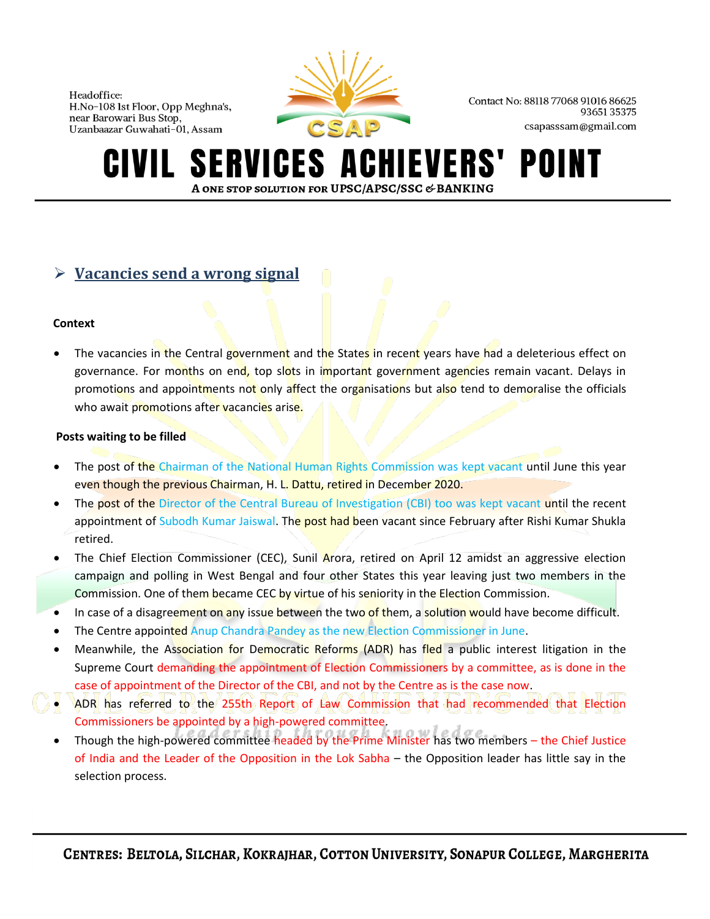## ➢ Vacancies send a wrong signal

**Context**

- The vacancies in the Central government and the States in recent years have had a deleterious effect on governance. For months on end, top slots in important government agencies remain vacant. Delays in promotions and appointments not only affect the organisations but also tend to demoralise the officials who await promotions after vacancies arise.

**Posts waiting to be filled**

- The post of the Chairman of the National Human Rights Commission was kept vacant until June this year even though the previous Chairman, H. L. Dattu, retired in December 2020.
- The post of the Director of the Central Bureau of Investigation (CBI) too was kept vacant until the recent appointment of Subodh Kumar Jaiswal. The post had been vacant since February after Rishi Kumar Shukla retired.
- The Chief Election Commissioner (CEC), Sunil Arora, retired on April 12 amidst an aggressive election campaign and polling in West Bengal and four other States this year leaving just two members in the Commission. One of them became CEC by virtue of his seniority in the Election Commission.
- In case of a disagreement on any issue between the two of them, a solution would have become difficult.
- The Centre appointed Anup Chandra Pandey as the new Election Commissioner in June.
- Meanwhile, the Association for Democratic Reforms (ADR) has filed a public interest litigation in the Supreme Court demanding the appointment of Election Commissioners by a committee, as is done in the case of appointment of the Director of the CBI, and not by the Centre as is the case now.
- ADR has referred to the 255th Report of Law Commission that had recommended that Election Commissioners be appointed by a high-powered committee.
- Though the high-powered committee headed by the Prime Minister has two members – the Chief Justice of India and the Leader of the Opposition in the Lok Sabha – the Opposition leader has little say in the selection process.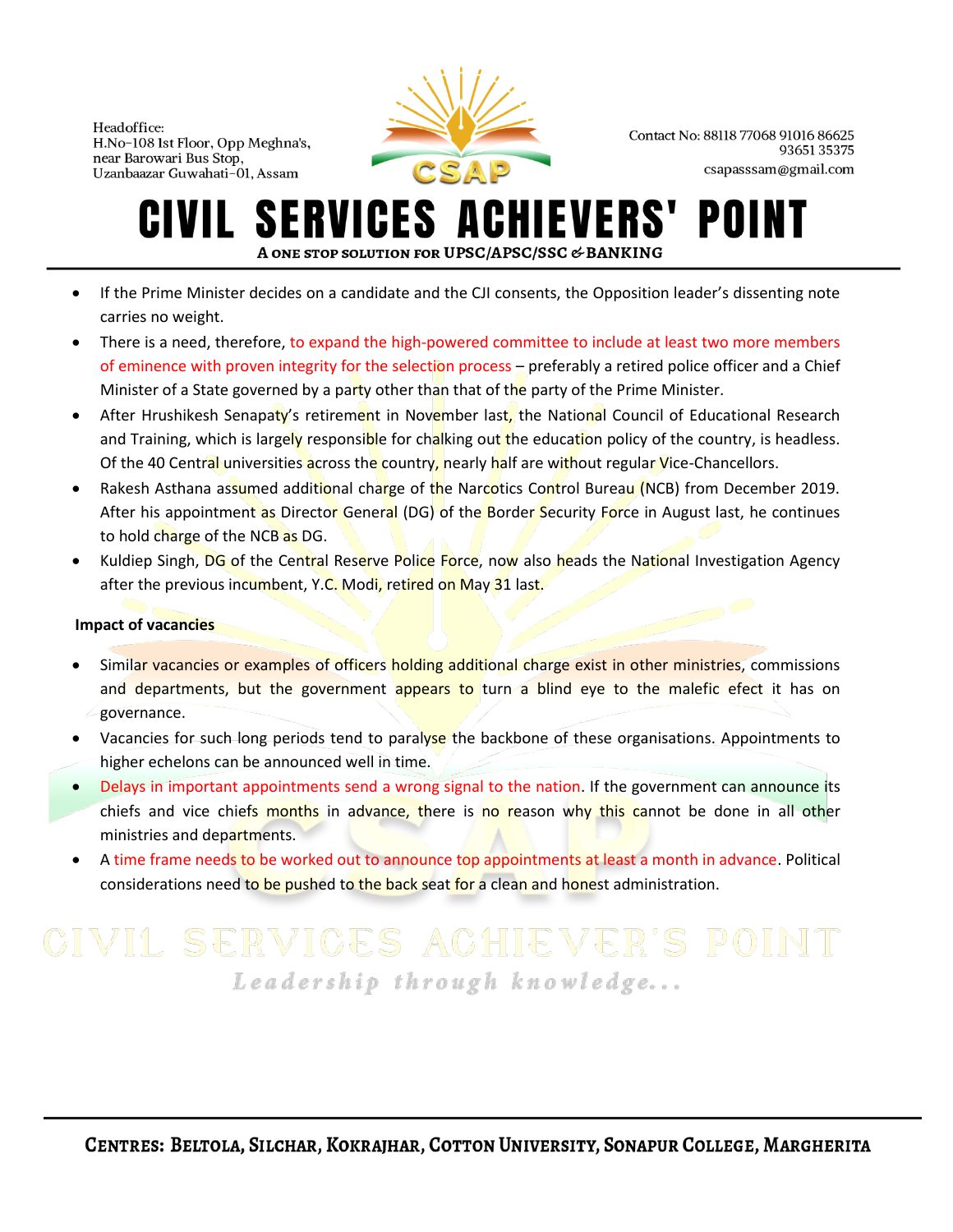- If the Prime Minister decides on a candidate and the CJI consents, the Opposition leader's dissenting note carries no weight.
- There is a need, therefore, to expand the high-powered committee to include at least two more members of eminence with proven integrity for the selection process – preferably a retired police officer and a Chief Minister of a State governed by a party other than that of the party of the Prime Minister.
- After Hrushikesh Senapaty's retirement in November last, the National Council of Educational Research and Training, which is largely responsible for chalking out the education policy of the country, is headless. Of the 40 Central universities across the country, nearly half are without regular Vice-Chancellors.
- Rakesh Asthana assumed additional charge of the Narcotics Control Bureau (NCB) from December 2019. After his appointment as Director General (DG) of the Border Security Force in August last, he continues to hold charge of the NCB as DG.
- Kuldiep Singh, DG of the Central Reserve Police Force, now also heads the National Investigation Agency after the previous incumbent, Y.C. Modi, retired on May 31 last.

**Impact of vacancies**

- Similar vacancies or examples of officers holding additional charge exist in other ministries, commissions and departments, but the government appears to turn a blind eye to the malefic efect it has on governance.
- Vacancies for such long periods tend to paralyse the backbone of these organisations. Appointments to higher echelons can be announced well in time.
- Delays in important appointments send a wrong signal to the nation. If the government can announce its chiefs and vice chiefs months in advance, there is no reason why this cannot be done in all other ministries and departments.
- A time frame needs to be worked out to announce top appointments at least a month in advance. Political considerations need to be pushed to the back seat for a clean and honest administration.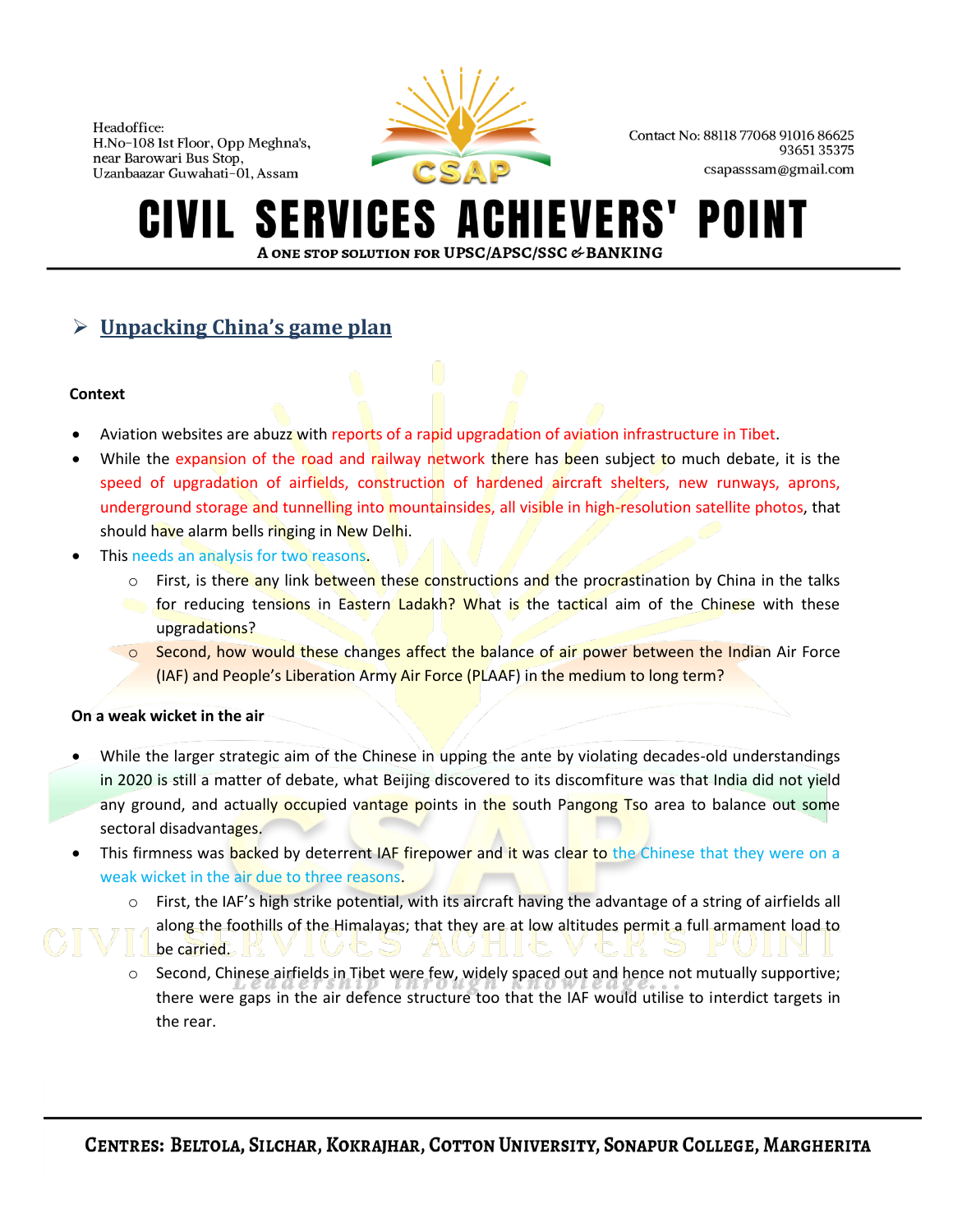## Unpacking China's game plan

**Context**

- Aviation websites are abuzz with reports of a rapid upgradation of aviation infrastructure in Tibet.
- While the expansion of the road and railway network there has been subject to much debate, it is the speed of upgradation of airfields, construction of hardened aircraft shelters, new runways, aprons, underground storage and tunnelling into mountainsides, all visible in high-resolution satellite photos, that should have alarm bells ringing in New Delhi.
- This needs an analysis for two reasons.
    - First, is there any link between these constructions and the procrastination by China in the talks for reducing tensions in Eastern Ladakh? What is the tactical aim of the Chinese with these upgradations?
    - Second, how would these changes affect the balance of air power between the Indian Air Force (IAF) and People's Liberation Army Air Force (PLAAF) in the medium to long term?

**On a weak wicket in the air**

- While the larger strategic aim of the Chinese in upping the ante by violating decades-old understandings in 2020 is still a matter of debate, what Beijing discovered to its discomfiture was that India did not yield any ground, and actually occupied vantage points in the south Pangong Tso area to balance out some sectoral disadvantages.
- This firmness was backed by deterrent IAF firepower and it was clear to the Chinese that they were on a weak wicket in the air due to three reasons.
    - First, the IAF's high strike potential, with its aircraft having the advantage of a string of airfields all along the foothills of the Himalayas; that they are at low altitudes permit a full armament load to be carried.
    - Second, Chinese airfields in Tibet were few, widely spaced out and hence not mutually supportive; there were gaps in the air defence structure too that the IAF would utilise to interdict targets in the rear.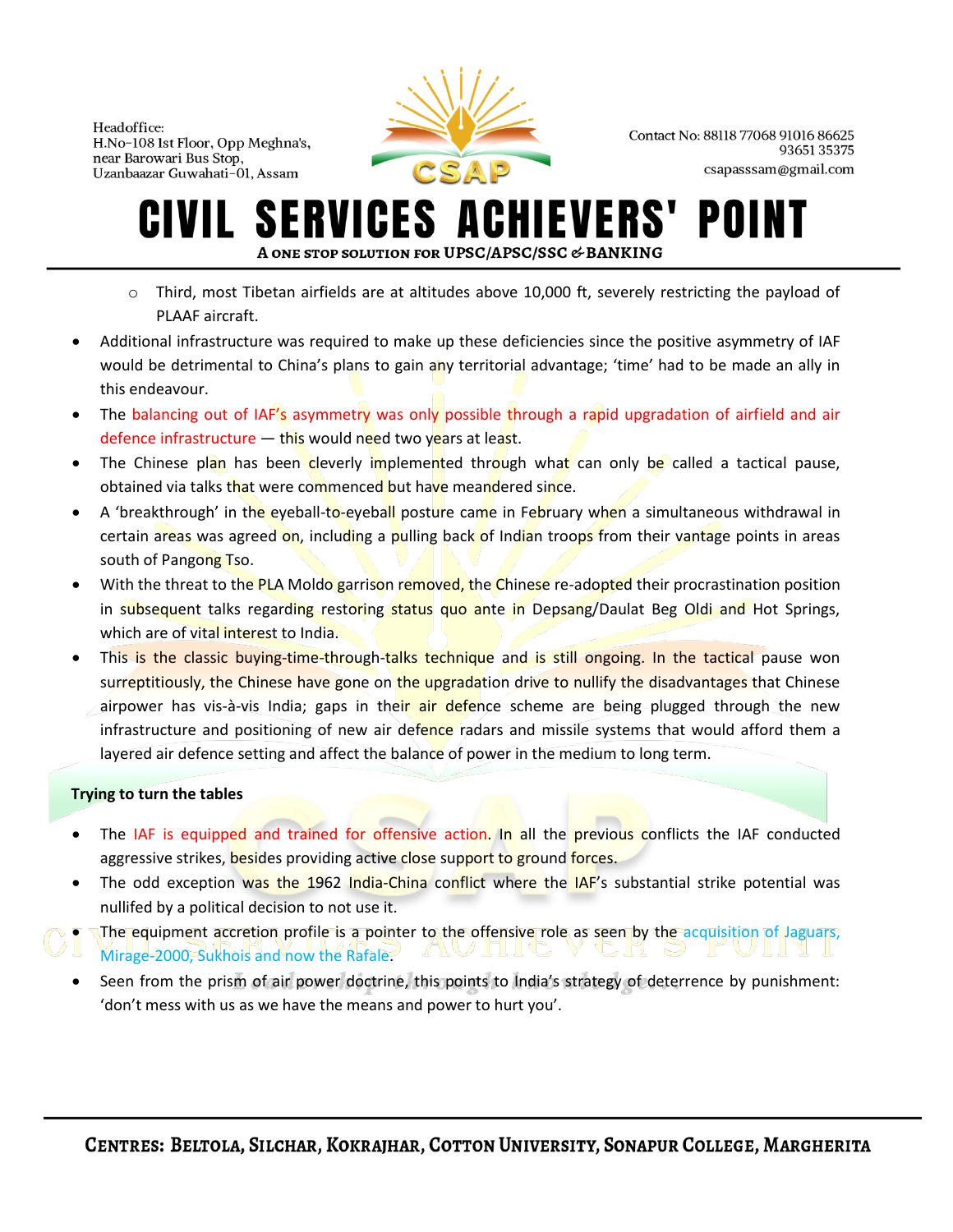- Third, most Tibetan airfields are at altitudes above 10,000 ft, severely restricting the payload of PLAAF aircraft.
- Additional infrastructure was required to make up these deficiencies since the positive asymmetry of IAF would be detrimental to China's plans to gain any territorial advantage; 'time' had to be made an ally in this endeavour.
- The balancing out of IAF's asymmetry was only possible through a rapid upgradation of airfield and air defence infrastructure — this would need two years at least.
- The Chinese plan has been cleverly implemented through what can only be called a tactical pause, obtained via talks that were commenced but have meandered since.
- A 'breakthrough' in the eyeball-to-eyeball posture came in February when a simultaneous withdrawal in certain areas was agreed on, including a pulling back of Indian troops from their vantage points in areas south of Pangong Tso.
- With the threat to the PLA Moldo garrison removed, the Chinese re-adopted their procrastination position in subsequent talks regarding restoring status quo ante in Depsang/Daulat Beg Oldi and Hot Springs, which are of vital interest to India.
- This is the classic buying-time-through-talks technique and is still ongoing. In the tactical pause won surreptitiously, the Chinese have gone on the upgradation drive to nullify the disadvantages that Chinese airpower has vis-à-vis India; gaps in their air defence scheme are being plugged through the new infrastructure and positioning of new air defence radars and missile systems that would afford them a layered air defence setting and affect the balance of power in the medium to long term.

**Trying to turn the tables**

- The IAF is equipped and trained for offensive action. In all the previous conflicts the IAF conducted aggressive strikes, besides providing active close support to ground forces.
- The odd exception was the 1962 India-China conflict where the IAF's substantial strike potential was nullified by a political decision to not use it.
- The equipment accretion profile is a pointer to the offensive role as seen by the acquisition of Jaguars, Mirage-2000, Sukhois and now the Rafale.
- Seen from the prism of air power doctrine, this points to India's strategy of deterrence by punishment: 'don't mess with us as we have the means and power to hurt you'.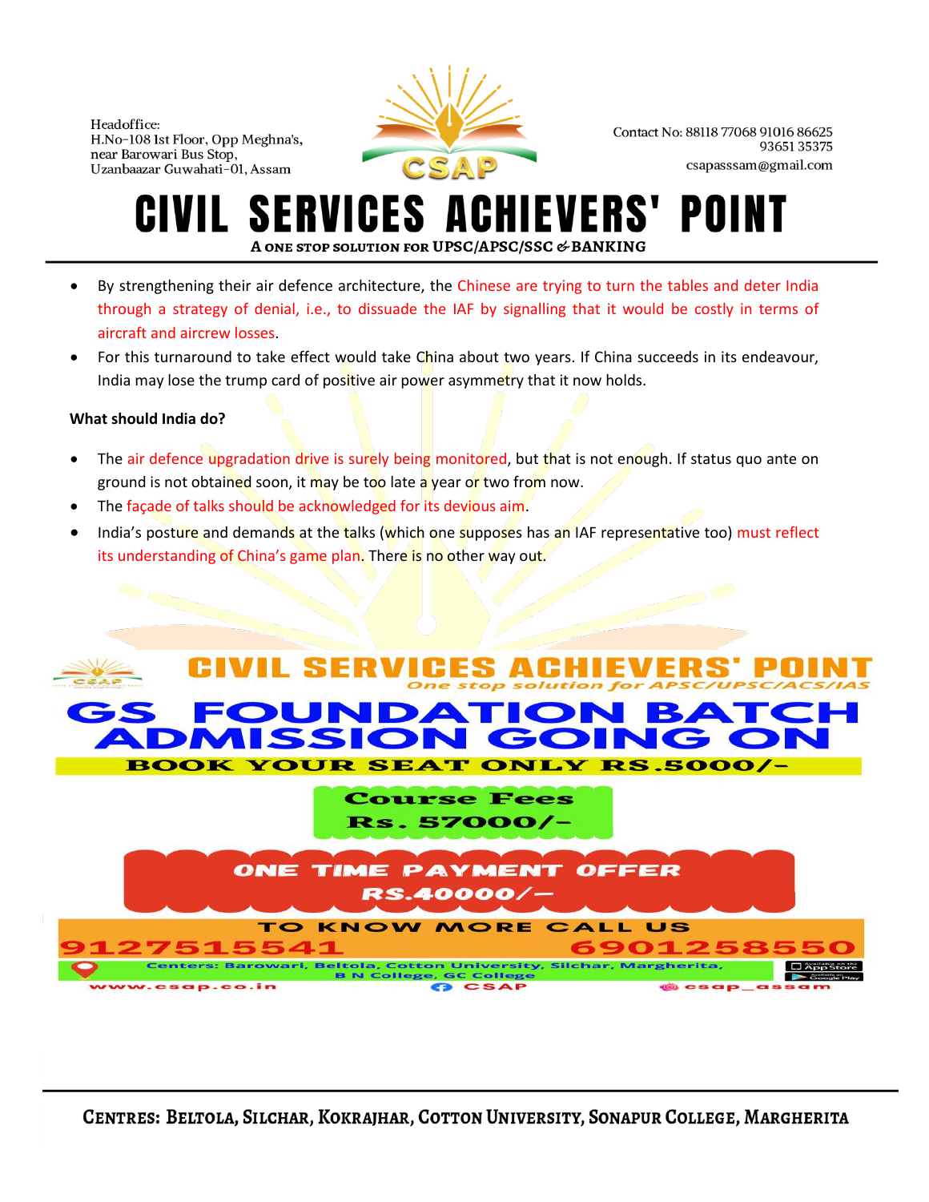- By strengthening their air defence architecture, the Chinese are trying to turn the tables and deter India through a strategy of denial, i.e., to dissuade the IAF by signalling that it would be costly in terms of aircraft and aircrew losses.
- For this turnaround to take effect would take China about two years. If China succeeds in its endeavour, India may lose the trump card of positive air power asymmetry that it now holds.

**What should India do?**

- The air defence upgradation drive is surely being monitored, but that is not enough. If status quo ante on ground is not obtained soon, it may be too late a year or two from now.
- The façade of talks should be acknowledged for its devious aim.
- India's posture and demands at the talks (which one supposes has an IAF representative too) must reflect its understanding of China's game plan. There is no other way out.

CIVIL SERVICES ACHIEVERS' POINT

One stop solution for APSC/UPSC/ACS/IAS

GS FOUNDATION BATCH ADMISSION GOING ON

BOOK YOUR SEAT ONLY RS.5000/-

Course Fees Rs. 57000/-

ONE TIME PAYMENT OFFER RS.40000/-

TO KNOW MORE CALL US

9127515541 6901258550

Centers: Barowari, Beltola, Cotton University, Silchar, Margherita, B N College, GC College

www.csap.co.in CSAP csap_assam